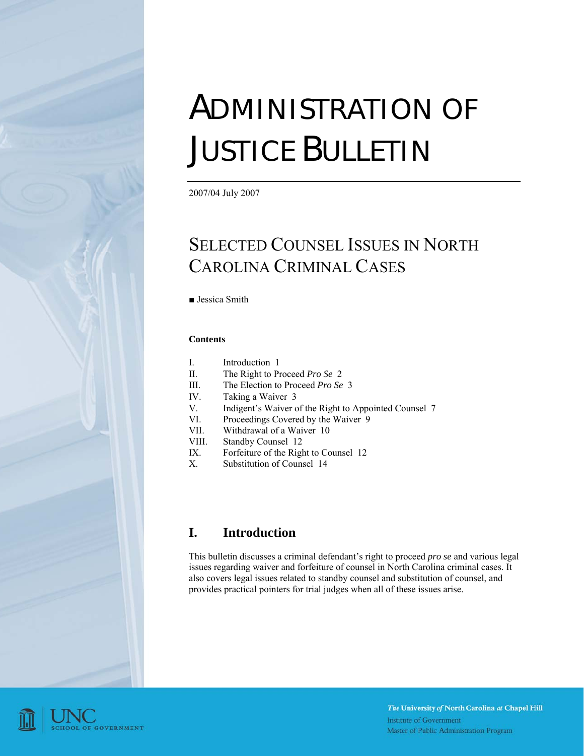# ADMINISTRATION OF JUSTICE BULLETIN

2007/04 July 2007

## SELECTED COUNSEL ISSUES IN NORTH CAROLINA CRIMINAL CASES

■ Jessica Smith

**Contents**

I. Introduction 1
II. The Right to Proceed *Pro Se* 2
III. The Election to Proceed *Pro Se* 3
IV. Taking a Waiver 3
V. Indigent's Waiver of the Right to Appointed Counsel 7
VI. Proceedings Covered by the Waiver 9
VII. Withdrawal of a Waiver 10
VIII. Standby Counsel 12
IX. Forfeiture of the Right to Counsel 12
X. Substitution of Counsel 14

## I. Introduction

This bulletin discusses a criminal defendant's right to proceed *pro se* and various legal issues regarding waiver and forfeiture of counsel in North Carolina criminal cases. It also covers legal issues related to standby counsel and substitution of counsel, and provides practical pointers for trial judges when all of these issues arise.

UNC SCHOOL OF GOVERNMENT

*The* University *of* North Carolina *at* Chapel Hill
Institute of Government
Master of Public Administration Program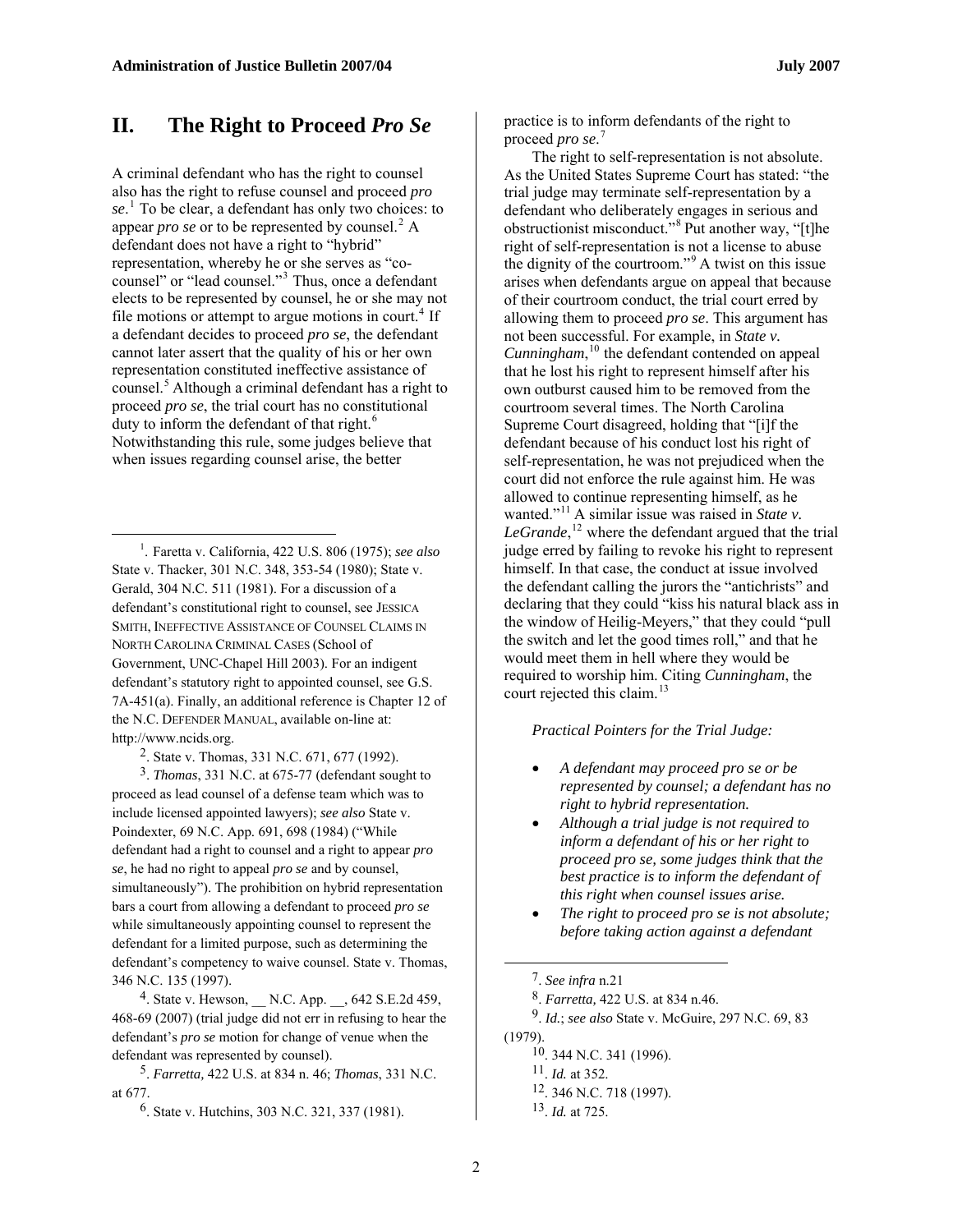## II. The Right to Proceed *Pro Se*

A criminal defendant who has the right to counsel also has the right to refuse counsel and proceed *pro se*.[1] To be clear, a defendant has only two choices: to appear *pro se* or to be represented by counsel.[2] A defendant does not have a right to "hybrid" representation, whereby he or she serves as "co-counsel" or "lead counsel."[3] Thus, once a defendant elects to be represented by counsel, he or she may not file motions or attempt to argue motions in court.[4] If a defendant decides to proceed *pro se*, the defendant cannot later assert that the quality of his or her own representation constituted ineffective assistance of counsel.[5] Although a criminal defendant has a right to proceed *pro se*, the trial court has no constitutional duty to inform the defendant of that right.[6] Notwithstanding this rule, some judges believe that when issues regarding counsel arise, the better practice is to inform defendants of the right to proceed *pro se*.[7]

The right to self-representation is not absolute. As the United States Supreme Court has stated: "the trial judge may terminate self-representation by a defendant who deliberately engages in serious and obstructionist misconduct."[8] Put another way, "[t]he right of self-representation is not a license to abuse the dignity of the courtroom."[9] A twist on this issue arises when defendants argue on appeal that because of their courtroom conduct, the trial court erred by allowing them to proceed *pro se*. This argument has not been successful. For example, in *State v. Cunningham*,[10] the defendant contended on appeal that he lost his right to represent himself after his own outburst caused him to be removed from the courtroom several times. The North Carolina Supreme Court disagreed, holding that "[i]f the defendant because of his conduct lost his right of self-representation, he was not prejudiced when the court did not enforce the rule against him. He was allowed to continue representing himself, as he wanted."[11] A similar issue was raised in *State v. LeGrande*,[12] where the defendant argued that the trial judge erred by failing to revoke his right to represent himself. In that case, the conduct at issue involved the defendant calling the jurors the "antichrists" and declaring that they could "kiss his natural black ass in the window of Heilig-Meyers," that they could "pull the switch and let the good times roll," and that he would meet them in hell where they would be required to worship him. Citing *Cunningham*, the court rejected this claim.[13]

*Practical Pointers for the Trial Judge:*

- ***A defendant may proceed pro se or be represented by counsel; a defendant has no right to hybrid representation.***
- ***Although a trial judge is not required to inform a defendant of his or her right to proceed pro se, some judges think that the best practice is to inform the defendant of this right when counsel issues arise.***
- ***The right to proceed pro se is not absolute; before taking action against a defendant***

---

1. Faretta v. California, 422 U.S. 806 (1975); *see also* State v. Thacker, 301 N.C. 348, 353-54 (1980); State v. Gerald, 304 N.C. 511 (1981). For a discussion of a defendant's constitutional right to counsel, see JESSICA SMITH, INEFFECTIVE ASSISTANCE OF COUNSEL CLAIMS IN NORTH CAROLINA CRIMINAL CASES (School of Government, UNC-Chapel Hill 2003). For an indigent defendant's statutory right to appointed counsel, see G.S. 7A-451(a). Finally, an additional reference is Chapter 12 of the N.C. DEFENDER MANUAL, available on-line at: http://www.ncids.org.

2. State v. Thomas, 331 N.C. 671, 677 (1992).

3. *Thomas*, 331 N.C. at 675-77 (defendant sought to proceed as lead counsel of a defense team which was to include licensed appointed lawyers); *see also* State v. Poindexter, 69 N.C. App. 691, 698 (1984) ("While defendant had a right to counsel and a right to appear *pro se*, he had no right to appeal *pro se* and by counsel, simultaneously"). The prohibition on hybrid representation bars a court from allowing a defendant to proceed *pro se* while simultaneously appointing counsel to represent the defendant for a limited purpose, such as determining the defendant's competency to waive counsel. State v. Thomas, 346 N.C. 135 (1997).

4. State v. Hewson, __ N.C. App. __, 642 S.E.2d 459, 468-69 (2007) (trial judge did not err in refusing to hear the defendant's *pro se* motion for change of venue when the defendant was represented by counsel).

5. *Farretta,* 422 U.S. at 834 n. 46; *Thomas*, 331 N.C. at 677.

6. State v. Hutchins, 303 N.C. 321, 337 (1981).

7. *See infra* n.21

8. *Farretta,* 422 U.S. at 834 n.46.

9. *Id.*; *see also* State v. McGuire, 297 N.C. 69, 83 (1979).

10. 344 N.C. 341 (1996).

11. *Id.* at 352.

12. 346 N.C. 718 (1997).

13. *Id.* at 725.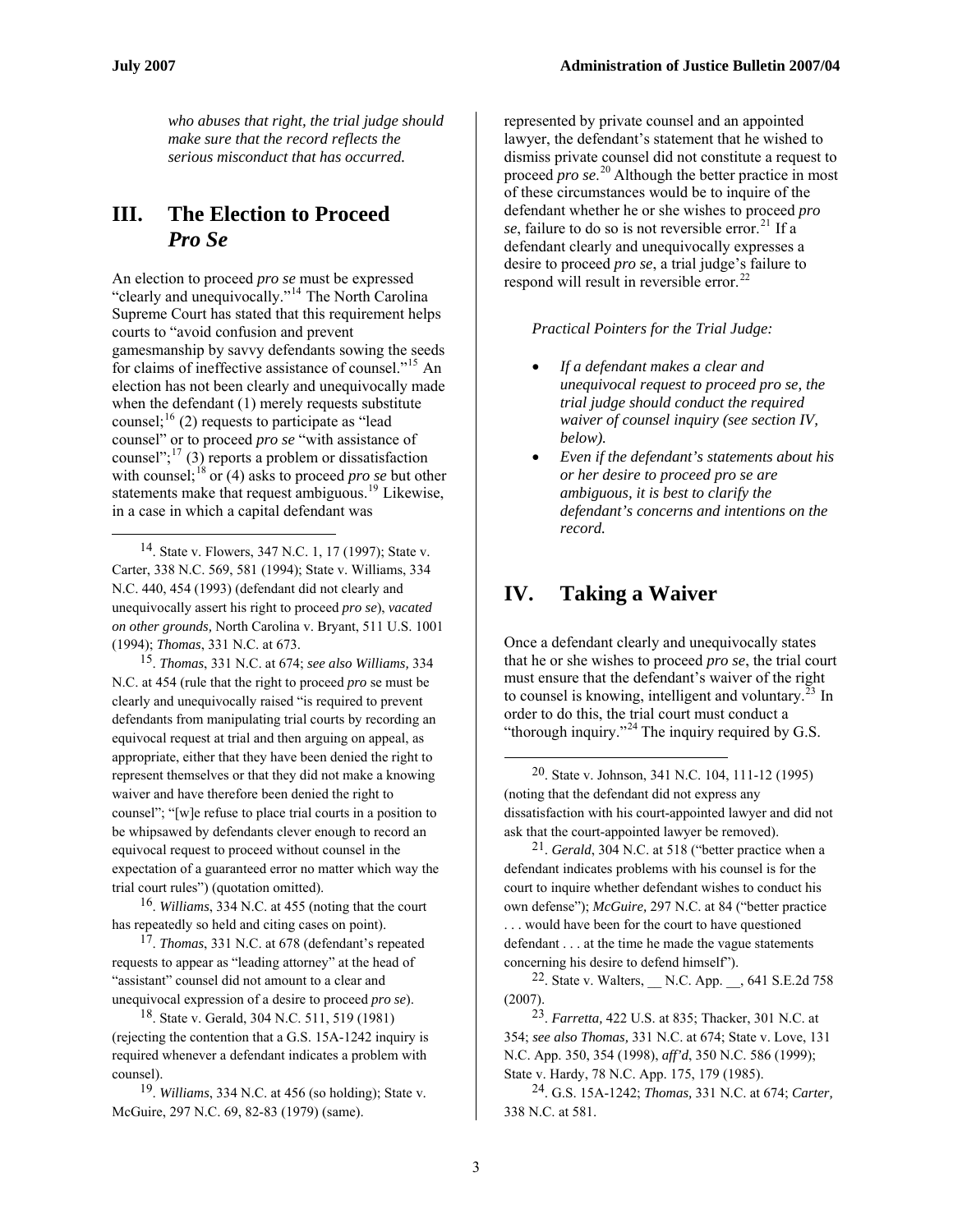***who abuses that right, the trial judge should make sure that the record reflects the serious misconduct that has occurred.***

## III. The Election to Proceed *Pro Se*

An election to proceed *pro se* must be expressed "clearly and unequivocally."[14] The North Carolina Supreme Court has stated that this requirement helps courts to "avoid confusion and prevent gamesmanship by savvy defendants sowing the seeds for claims of ineffective assistance of counsel."[15] An election has not been clearly and unequivocally made when the defendant (1) merely requests substitute counsel;[16] (2) requests to participate as "lead counsel" or to proceed *pro se* "with assistance of counsel";[17] (3) reports a problem or dissatisfaction with counsel;[18] or (4) asks to proceed *pro se* but other statements make that request ambiguous.[19] Likewise, in a case in which a capital defendant was represented by private counsel and an appointed lawyer, the defendant's statement that he wished to dismiss private counsel did not constitute a request to proceed *pro se*.[20] Although the better practice in most of these circumstances would be to inquire of the defendant whether he or she wishes to proceed *pro se*, failure to do so is not reversible error.[21] If a defendant clearly and unequivocally expresses a desire to proceed *pro se*, a trial judge's failure to respond will result in reversible error.[22]

*Practical Pointers for the Trial Judge:*

- *If a defendant makes a clear and unequivocal request to proceed pro se, the trial judge should conduct the required waiver of counsel inquiry (see section IV, below).*
- *Even if the defendant's statements about his or her desire to proceed pro se are ambiguous, it is best to clarify the defendant's concerns and intentions on the record.*

## IV. Taking a Waiver

Once a defendant clearly and unequivocally states that he or she wishes to proceed *pro se*, the trial court must ensure that the defendant's waiver of the right to counsel is knowing, intelligent and voluntary.[23] In order to do this, the trial court must conduct a "thorough inquiry."[24] The inquiry required by G.S.

---

14. State v. Flowers, 347 N.C. 1, 17 (1997); State v. Carter, 338 N.C. 569, 581 (1994); State v. Williams, 334 N.C. 440, 454 (1993) (defendant did not clearly and unequivocally assert his right to proceed *pro se*), *vacated on other grounds*, North Carolina v. Bryant, 511 U.S. 1001 (1994); *Thomas*, 331 N.C. at 673.

15. *Thomas*, 331 N.C. at 674; *see also Williams,* 334 N.C. at 454 (rule that the right to proceed *pro* se must be clearly and unequivocally raised "is required to prevent defendants from manipulating trial courts by recording an equivocal request at trial and then arguing on appeal, as appropriate, either that they have been denied the right to represent themselves or that they did not make a knowing waiver and have therefore been denied the right to counsel"; "[w]e refuse to place trial courts in a position to be whipsawed by defendants clever enough to record an equivocal request to proceed without counsel in the expectation of a guaranteed error no matter which way the trial court rules") (quotation omitted).

16. *Williams*, 334 N.C. at 455 (noting that the court has repeatedly so held and citing cases on point).

17. *Thomas*, 331 N.C. at 678 (defendant's repeated requests to appear as "leading attorney" at the head of "assistant" counsel did not amount to a clear and unequivocal expression of a desire to proceed *pro se*).

18. State v. Gerald, 304 N.C. 511, 519 (1981) (rejecting the contention that a G.S. 15A-1242 inquiry is required whenever a defendant indicates a problem with counsel).

19. *Williams*, 334 N.C. at 456 (so holding); State v. McGuire, 297 N.C. 69, 82-83 (1979) (same).

20. State v. Johnson, 341 N.C. 104, 111-12 (1995) (noting that the defendant did not express any dissatisfaction with his court-appointed lawyer and did not ask that the court-appointed lawyer be removed).

21. *Gerald*, 304 N.C. at 518 ("better practice when a defendant indicates problems with his counsel is for the court to inquire whether defendant wishes to conduct his own defense"); *McGuire,* 297 N.C. at 84 ("better practice . . . would have been for the court to have questioned defendant . . . at the time he made the vague statements concerning his desire to defend himself").

22. State v. Walters, __ N.C. App. __, 641 S.E.2d 758 (2007).

23. *Farretta,* 422 U.S. at 835; Thacker, 301 N.C. at 354; *see also Thomas,* 331 N.C. at 674; State v. Love, 131 N.C. App. 350, 354 (1998), *aff'd*, 350 N.C. 586 (1999); State v. Hardy, 78 N.C. App. 175, 179 (1985).

24. G.S. 15A-1242; *Thomas,* 331 N.C. at 674; *Carter,* 338 N.C. at 581.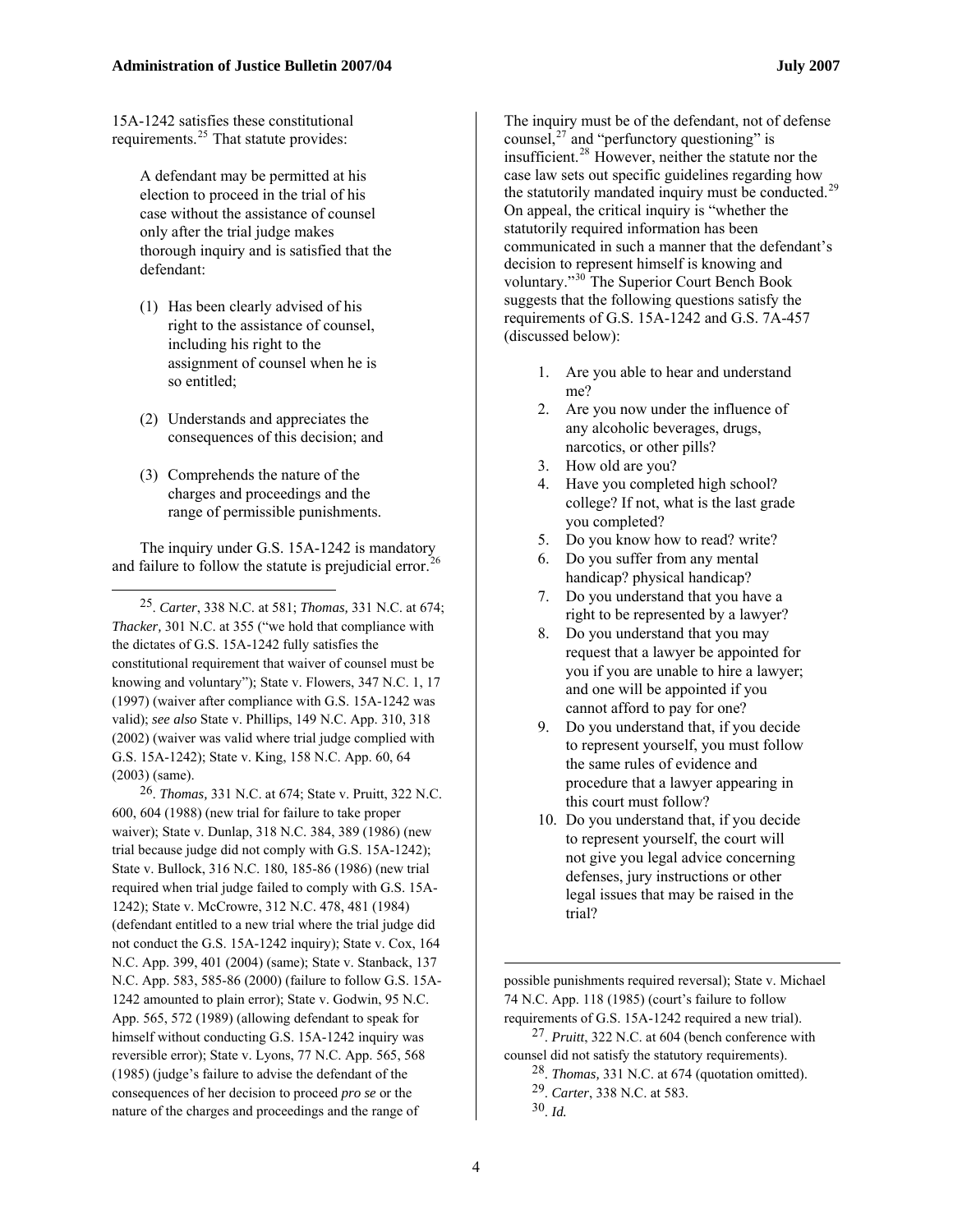15A-1242 satisfies these constitutional requirements.[25] That statute provides:

> A defendant may be permitted at his election to proceed in the trial of his case without the assistance of counsel only after the trial judge makes thorough inquiry and is satisfied that the defendant:
>
> (1) Has been clearly advised of his right to the assistance of counsel, including his right to the assignment of counsel when he is so entitled;
>
> (2) Understands and appreciates the consequences of this decision; and
>
> (3) Comprehends the nature of the charges and proceedings and the range of permissible punishments.

The inquiry under G.S. 15A-1242 is mandatory and failure to follow the statute is prejudicial error.[26] The inquiry must be of the defendant, not of defense counsel,[27] and "perfunctory questioning" is insufficient.[28] However, neither the statute nor the case law sets out specific guidelines regarding how the statutorily mandated inquiry must be conducted.[29] On appeal, the critical inquiry is "whether the statutorily required information has been communicated in such a manner that the defendant's decision to represent himself is knowing and voluntary."[30] The Superior Court Bench Book suggests that the following questions satisfy the requirements of G.S. 15A-1242 and G.S. 7A-457 (discussed below):

1. Are you able to hear and understand me?
2. Are you now under the influence of any alcoholic beverages, drugs, narcotics, or other pills?
3. How old are you?
4. Have you completed high school? college? If not, what is the last grade you completed?
5. Do you know how to read? write?
6. Do you suffer from any mental handicap? physical handicap?
7. Do you understand that you have a right to be represented by a lawyer?
8. Do you understand that you may request that a lawyer be appointed for you if you are unable to hire a lawyer; and one will be appointed if you cannot afford to pay for one?
9. Do you understand that, if you decide to represent yourself, you must follow the same rules of evidence and procedure that a lawyer appearing in this court must follow?
10. Do you understand that, if you decide to represent yourself, the court will not give you legal advice concerning defenses, jury instructions or other legal issues that may be raised in the trial?

---

[25]. *Carter*, 338 N.C. at 581; *Thomas,* 331 N.C. at 674; *Thacker,* 301 N.C. at 355 ("we hold that compliance with the dictates of G.S. 15A-1242 fully satisfies the constitutional requirement that waiver of counsel must be knowing and voluntary"); State v. Flowers, 347 N.C. 1, 17 (1997) (waiver after compliance with G.S. 15A-1242 was valid); *see also* State v. Phillips, 149 N.C. App. 310, 318 (2002) (waiver was valid where trial judge complied with G.S. 15A-1242); State v. King, 158 N.C. App. 60, 64 (2003) (same).

[26]. *Thomas,* 331 N.C. at 674; State v. Pruitt, 322 N.C. 600, 604 (1988) (new trial for failure to take proper waiver); State v. Dunlap, 318 N.C. 384, 389 (1986) (new trial because judge did not comply with G.S. 15A-1242); State v. Bullock, 316 N.C. 180, 185-86 (1986) (new trial required when trial judge failed to comply with G.S. 15A-1242); State v. McCrowre, 312 N.C. 478, 481 (1984) (defendant entitled to a new trial where the trial judge did not conduct the G.S. 15A-1242 inquiry); State v. Cox, 164 N.C. App. 399, 401 (2004) (same); State v. Stanback, 137 N.C. App. 583, 585-86 (2000) (failure to follow G.S. 15A-1242 amounted to plain error); State v. Godwin, 95 N.C. App. 565, 572 (1989) (allowing defendant to speak for himself without conducting G.S. 15A-1242 inquiry was reversible error); State v. Lyons, 77 N.C. App. 565, 568 (1985) (judge's failure to advise the defendant of the consequences of her decision to proceed *pro se* or the nature of the charges and proceedings and the range of possible punishments required reversal); State v. Michael 74 N.C. App. 118 (1985) (court's failure to follow requirements of G.S. 15A-1242 required a new trial).

[27]. *Pruitt*, 322 N.C. at 604 (bench conference with counsel did not satisfy the statutory requirements).

[28]. *Thomas,* 331 N.C. at 674 (quotation omitted).

[29]. *Carter*, 338 N.C. at 583.

[30]. *Id.*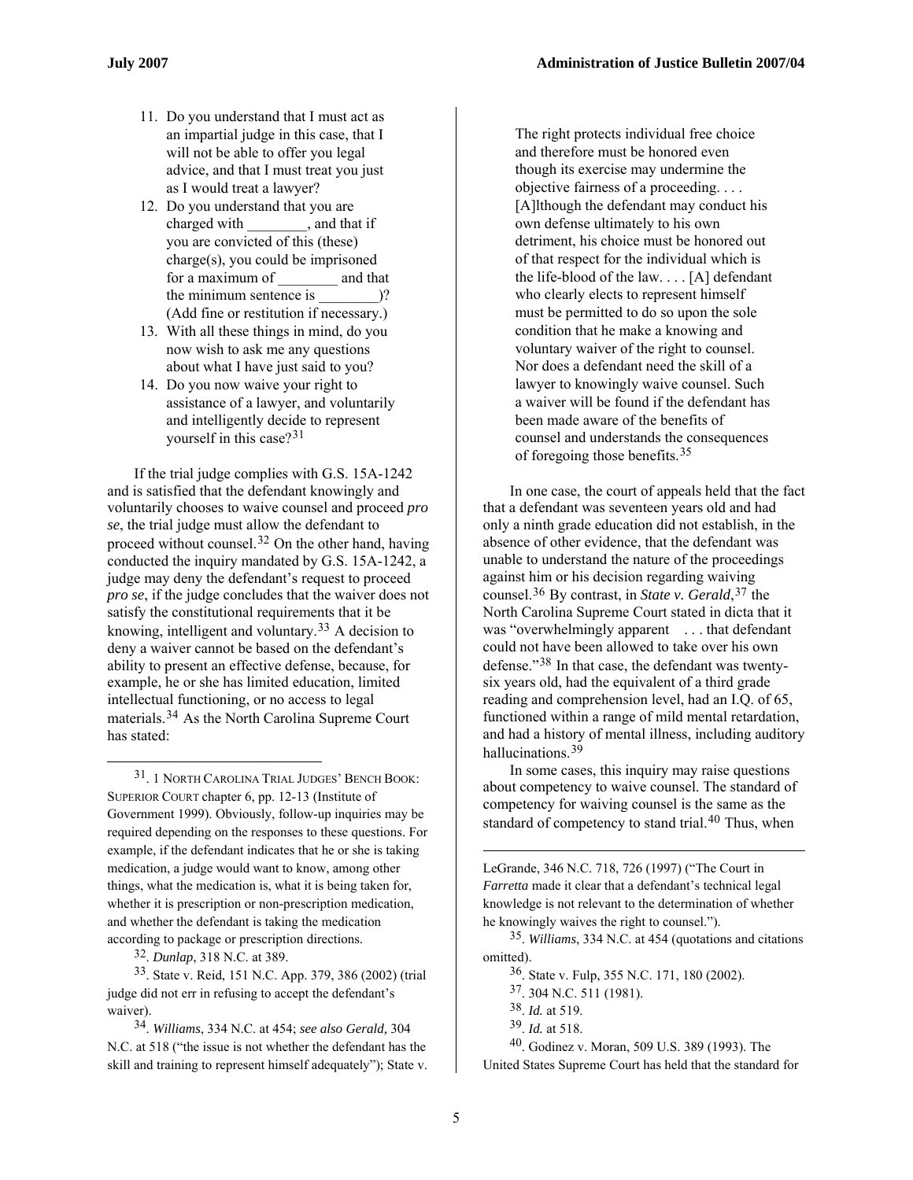11. Do you understand that I must act as an impartial judge in this case, that I will not be able to offer you legal advice, and that I must treat you just as I would treat a lawyer?
12. Do you understand that you are charged with ________, and that if you are convicted of this (these) charge(s), you could be imprisoned for a maximum of ________ and that the minimum sentence is ________)? (Add fine or restitution if necessary.)
13. With all these things in mind, do you now wish to ask me any questions about what I have just said to you?
14. Do you now waive your right to assistance of a lawyer, and voluntarily and intelligently decide to represent yourself in this case?[31]

If the trial judge complies with G.S. 15A-1242 and is satisfied that the defendant knowingly and voluntarily chooses to waive counsel and proceed *pro se*, the trial judge must allow the defendant to proceed without counsel.[32] On the other hand, having conducted the inquiry mandated by G.S. 15A-1242, a judge may deny the defendant's request to proceed *pro se*, if the judge concludes that the waiver does not satisfy the constitutional requirements that it be knowing, intelligent and voluntary.[33] A decision to deny a waiver cannot be based on the defendant's ability to present an effective defense, because, for example, he or she has limited education, limited intellectual functioning, or no access to legal materials.[34] As the North Carolina Supreme Court has stated:

> The right protects individual free choice and therefore must be honored even though its exercise may undermine the objective fairness of a proceeding. . . . [A]lthough the defendant may conduct his own defense ultimately to his own detriment, his choice must be honored out of that respect for the individual which is the life-blood of the law. . . . [A] defendant who clearly elects to represent himself must be permitted to do so upon the sole condition that he make a knowing and voluntary waiver of the right to counsel. Nor does a defendant need the skill of a lawyer to knowingly waive counsel. Such a waiver will be found if the defendant has been made aware of the benefits of counsel and understands the consequences of foregoing those benefits.[35]

In one case, the court of appeals held that the fact that a defendant was seventeen years old and had only a ninth grade education did not establish, in the absence of other evidence, that the defendant was unable to understand the nature of the proceedings against him or his decision regarding waiving counsel.[36] By contrast, in *State v. Gerald*,[37] the North Carolina Supreme Court stated in dicta that it was "overwhelmingly apparent . . . that defendant could not have been allowed to take over his own defense."[38] In that case, the defendant was twenty-six years old, had the equivalent of a third grade reading and comprehension level, had an I.Q. of 65, functioned within a range of mild mental retardation, and had a history of mental illness, including auditory hallucinations.[39]

In some cases, this inquiry may raise questions about competency to waive counsel. The standard of competency for waiving counsel is the same as the standard of competency to stand trial.[40] Thus, when

---

31. 1 NORTH CAROLINA TRIAL JUDGES' BENCH BOOK: SUPERIOR COURT chapter 6, pp. 12-13 (Institute of Government 1999). Obviously, follow-up inquiries may be required depending on the responses to these questions. For example, if the defendant indicates that he or she is taking medication, a judge would want to know, among other things, what the medication is, what it is being taken for, whether it is prescription or non-prescription medication, and whether the defendant is taking the medication according to package or prescription directions.

32. *Dunlap*, 318 N.C. at 389.

33. State v. Reid, 151 N.C. App. 379, 386 (2002) (trial judge did not err in refusing to accept the defendant's waiver).

34. *Williams*, 334 N.C. at 454; *see also Gerald,* 304 N.C. at 518 ("the issue is not whether the defendant has the skill and training to represent himself adequately"); State v. LeGrande, 346 N.C. 718, 726 (1997) ("The Court in *Farretta* made it clear that a defendant's technical legal knowledge is not relevant to the determination of whether he knowingly waives the right to counsel.").

35. *Williams*, 334 N.C. at 454 (quotations and citations omitted).

36. State v. Fulp, 355 N.C. 171, 180 (2002).

37. 304 N.C. 511 (1981).

38. *Id.* at 519.

39. *Id.* at 518.

40. Godinez v. Moran, 509 U.S. 389 (1993). The United States Supreme Court has held that the standard for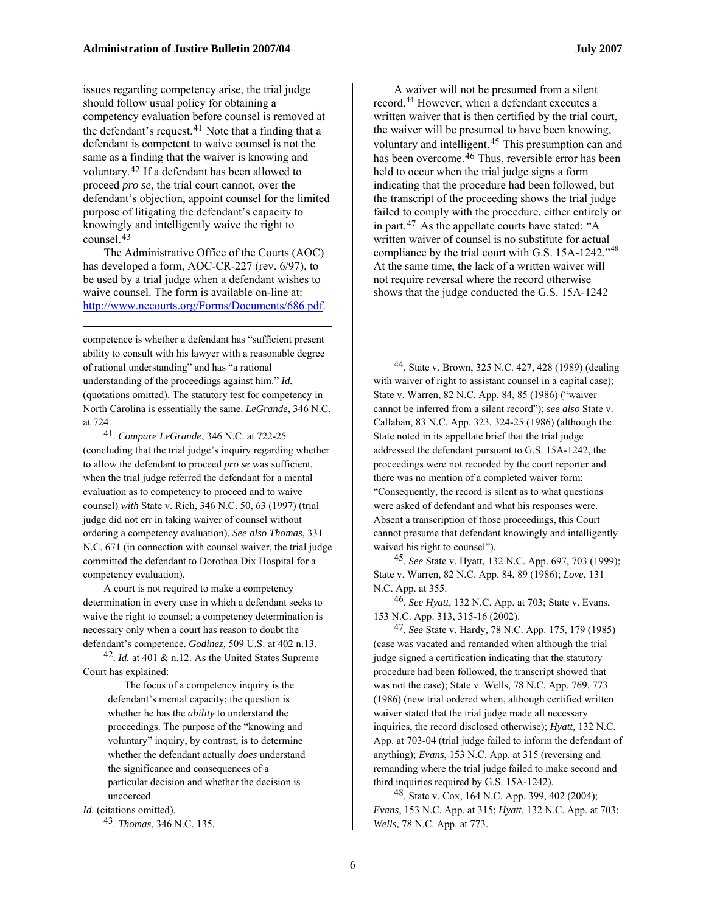issues regarding competency arise, the trial judge should follow usual policy for obtaining a competency evaluation before counsel is removed at the defendant's request.[41] Note that a finding that a defendant is competent to waive counsel is not the same as a finding that the waiver is knowing and voluntary.[42] If a defendant has been allowed to proceed *pro se*, the trial court cannot, over the defendant's objection, appoint counsel for the limited purpose of litigating the defendant's capacity to knowingly and intelligently waive the right to counsel.[43]

The Administrative Office of the Courts (AOC) has developed a form, AOC-CR-227 (rev. 6/97), to be used by a trial judge when a defendant wishes to waive counsel. The form is available on-line at: http://www.nccourts.org/Forms/Documents/686.pdf.

A waiver will not be presumed from a silent record.[44] However, when a defendant executes a written waiver that is then certified by the trial court, the waiver will be presumed to have been knowing, voluntary and intelligent.[45] This presumption can and has been overcome.[46] Thus, reversible error has been held to occur when the trial judge signs a form indicating that the procedure had been followed, but the transcript of the proceeding shows the trial judge failed to comply with the procedure, either entirely or in part.[47] As the appellate courts have stated: "A written waiver of counsel is no substitute for actual compliance by the trial court with G.S. 15A-1242."[48] At the same time, the lack of a written waiver will not require reversal where the record otherwise shows that the judge conducted the G.S. 15A-1242

---

competence is whether a defendant has "sufficient present ability to consult with his lawyer with a reasonable degree of rational understanding" and has "a rational understanding of the proceedings against him." *Id.* (quotations omitted). The statutory test for competency in North Carolina is essentially the same. *LeGrande*, 346 N.C. at 724.

41. *Compare LeGrande*, 346 N.C. at 722-25 (concluding that the trial judge's inquiry regarding whether to allow the defendant to proceed *pro se* was sufficient, when the trial judge referred the defendant for a mental evaluation as to competency to proceed and to waive counsel) *with* State v. Rich, 346 N.C. 50, 63 (1997) (trial judge did not err in taking waiver of counsel without ordering a competency evaluation). *See also Thomas*, 331 N.C. 671 (in connection with counsel waiver, the trial judge committed the defendant to Dorothea Dix Hospital for a competency evaluation).

A court is not required to make a competency determination in every case in which a defendant seeks to waive the right to counsel; a competency determination is necessary only when a court has reason to doubt the defendant's competence. *Godinez,* 509 U.S. at 402 n.13.

42. *Id.* at 401 & n.12. As the United States Supreme Court has explained:

> The focus of a competency inquiry is the defendant's mental capacity; the question is whether he has the *ability* to understand the proceedings. The purpose of the "knowing and voluntary" inquiry, by contrast, is to determine whether the defendant actually *does* understand the significance and consequences of a particular decision and whether the decision is uncoerced.

*Id.* (citations omitted).

43. *Thomas*, 346 N.C. 135.

44. State v. Brown, 325 N.C. 427, 428 (1989) (dealing with waiver of right to assistant counsel in a capital case); State v. Warren, 82 N.C. App. 84, 85 (1986) ("waiver cannot be inferred from a silent record"); *see also* State v. Callahan, 83 N.C. App. 323, 324-25 (1986) (although the State noted in its appellate brief that the trial judge addressed the defendant pursuant to G.S. 15A-1242, the proceedings were not recorded by the court reporter and there was no mention of a completed waiver form: "Consequently, the record is silent as to what questions were asked of defendant and what his responses were. Absent a transcription of those proceedings, this Court cannot presume that defendant knowingly and intelligently waived his right to counsel").

45. *See* State v. Hyatt, 132 N.C. App. 697, 703 (1999); State v. Warren, 82 N.C. App. 84, 89 (1986); *Love*, 131 N.C. App. at 355.

46. *See Hyatt,* 132 N.C. App. at 703; State v. Evans, 153 N.C. App. 313, 315-16 (2002).

47. *See* State v. Hardy, 78 N.C. App. 175, 179 (1985) (case was vacated and remanded when although the trial judge signed a certification indicating that the statutory procedure had been followed, the transcript showed that was not the case); State v. Wells, 78 N.C. App. 769, 773 (1986) (new trial ordered when, although certified written waiver stated that the trial judge made all necessary inquiries, the record disclosed otherwise); *Hyatt,* 132 N.C. App. at 703-04 (trial judge failed to inform the defendant of anything); *Evans*, 153 N.C. App. at 315 (reversing and remanding where the trial judge failed to make second and third inquiries required by G.S. 15A-1242).

48. State v. Cox, 164 N.C. App. 399, 402 (2004); *Evans*, 153 N.C. App. at 315; *Hyatt,* 132 N.C. App. at 703; *Wells,* 78 N.C. App. at 773.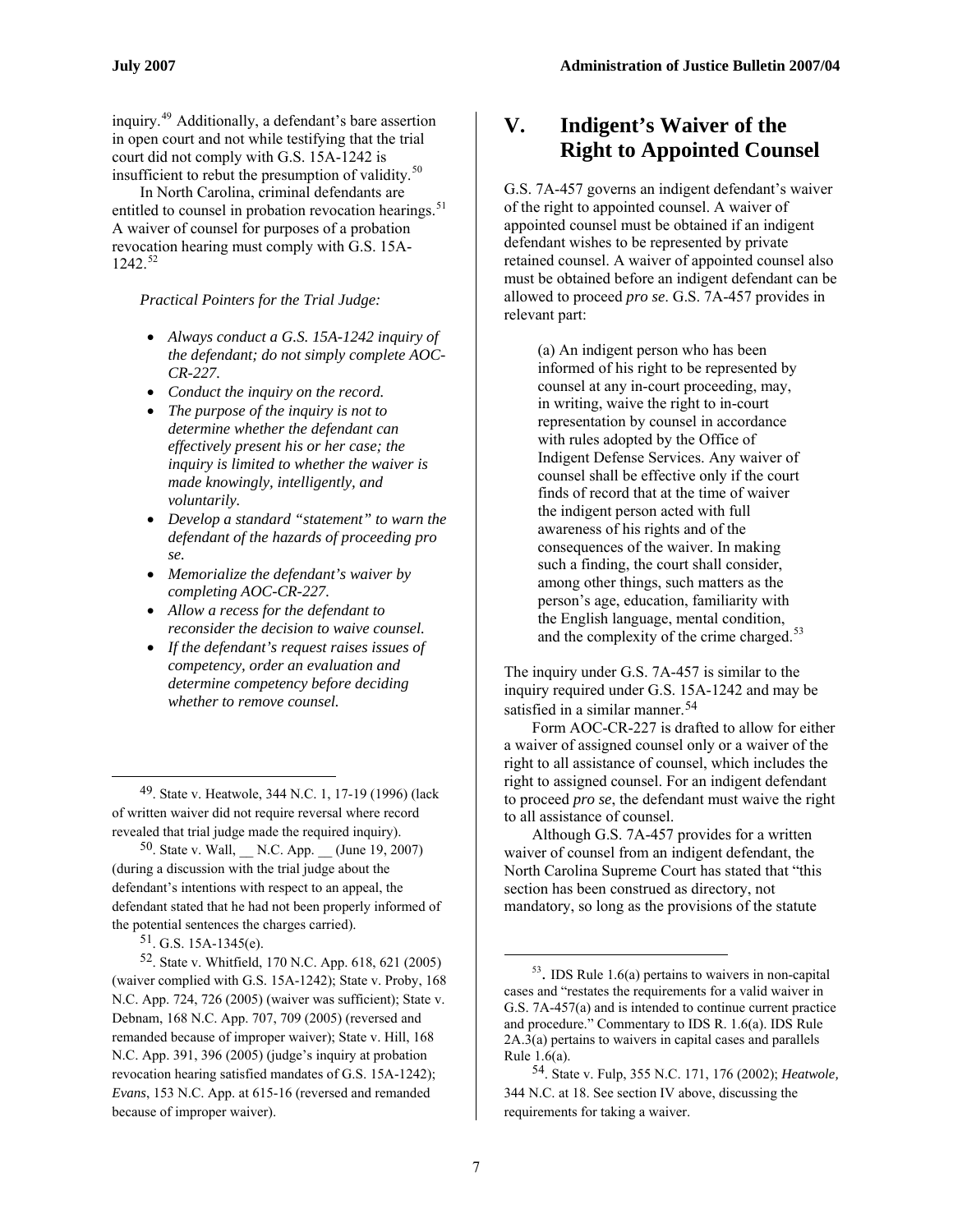inquiry.[49] Additionally, a defendant's bare assertion in open court and not while testifying that the trial court did not comply with G.S. 15A-1242 is insufficient to rebut the presumption of validity.[50]

In North Carolina, criminal defendants are entitled to counsel in probation revocation hearings.[51] A waiver of counsel for purposes of a probation revocation hearing must comply with G.S. 15A-1242.[52]

*Practical Pointers for the Trial Judge:*

- *Always conduct a G.S. 15A-1242 inquiry of the defendant; do not simply complete AOC-CR-227.*
- *Conduct the inquiry on the record.*
- *The purpose of the inquiry is not to determine whether the defendant can effectively present his or her case; the inquiry is limited to whether the waiver is made knowingly, intelligently, and voluntarily.*
- *Develop a standard "statement" to warn the defendant of the hazards of proceeding pro se.*
- *Memorialize the defendant's waiver by completing AOC-CR-227.*
- *Allow a recess for the defendant to reconsider the decision to waive counsel.*
- *If the defendant's request raises issues of competency, order an evaluation and determine competency before deciding whether to remove counsel.*

# V. Indigent's Waiver of the Right to Appointed Counsel

G.S. 7A-457 governs an indigent defendant's waiver of the right to appointed counsel. A waiver of appointed counsel must be obtained if an indigent defendant wishes to be represented by private retained counsel. A waiver of appointed counsel also must be obtained before an indigent defendant can be allowed to proceed *pro se*. G.S. 7A-457 provides in relevant part:

> (a) An indigent person who has been informed of his right to be represented by counsel at any in-court proceeding, may, in writing, waive the right to in-court representation by counsel in accordance with rules adopted by the Office of Indigent Defense Services. Any waiver of counsel shall be effective only if the court finds of record that at the time of waiver the indigent person acted with full awareness of his rights and of the consequences of the waiver. In making such a finding, the court shall consider, among other things, such matters as the person's age, education, familiarity with the English language, mental condition, and the complexity of the crime charged.[53]

The inquiry under G.S. 7A-457 is similar to the inquiry required under G.S. 15A-1242 and may be satisfied in a similar manner.[54]

Form AOC-CR-227 is drafted to allow for either a waiver of assigned counsel only or a waiver of the right to all assistance of counsel, which includes the right to assigned counsel. For an indigent defendant to proceed *pro se*, the defendant must waive the right to all assistance of counsel.

Although G.S. 7A-457 provides for a written waiver of counsel from an indigent defendant, the North Carolina Supreme Court has stated that "this section has been construed as directory, not mandatory, so long as the provisions of the statute

---

49. State v. Heatwole, 344 N.C. 1, 17-19 (1996) (lack of written waiver did not require reversal where record revealed that trial judge made the required inquiry).

50. State v. Wall, __ N.C. App. __ (June 19, 2007) (during a discussion with the trial judge about the defendant's intentions with respect to an appeal, the defendant stated that he had not been properly informed of the potential sentences the charges carried).

51. G.S. 15A-1345(e).

52. State v. Whitfield, 170 N.C. App. 618, 621 (2005) (waiver complied with G.S. 15A-1242); State v. Proby, 168 N.C. App. 724, 726 (2005) (waiver was sufficient); State v. Debnam, 168 N.C. App. 707, 709 (2005) (reversed and remanded because of improper waiver); State v. Hill, 168 N.C. App. 391, 396 (2005) (judge's inquiry at probation revocation hearing satisfied mandates of G.S. 15A-1242); *Evans*, 153 N.C. App. at 615-16 (reversed and remanded because of improper waiver).

53. IDS Rule 1.6(a) pertains to waivers in non-capital cases and "restates the requirements for a valid waiver in G.S. 7A-457(a) and is intended to continue current practice and procedure." Commentary to IDS R. 1.6(a). IDS Rule 2A.3(a) pertains to waivers in capital cases and parallels Rule 1.6(a).

54. State v. Fulp, 355 N.C. 171, 176 (2002); *Heatwole,* 344 N.C. at 18. See section IV above, discussing the requirements for taking a waiver.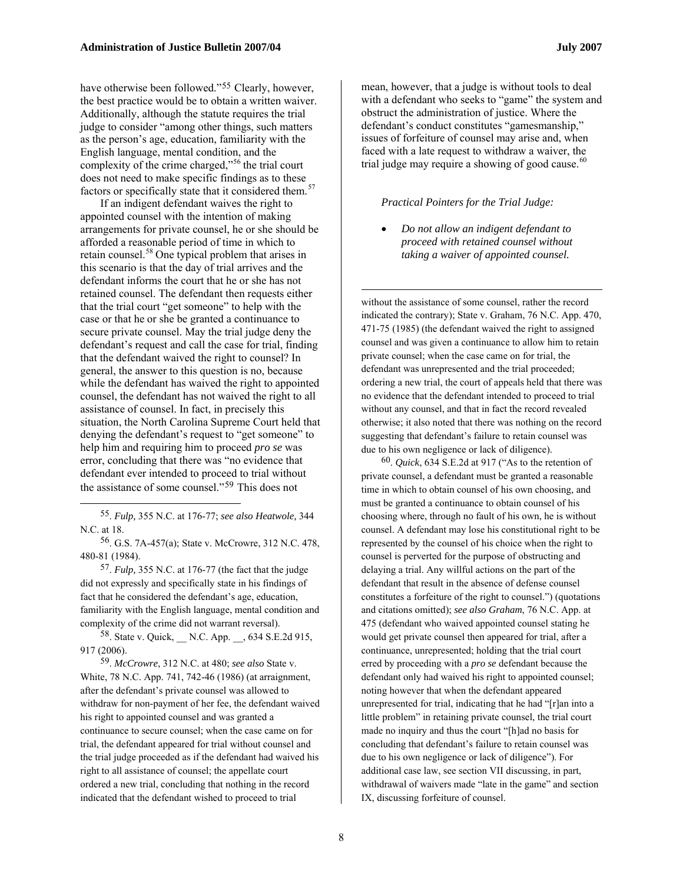have otherwise been followed."[55] Clearly, however, the best practice would be to obtain a written waiver. Additionally, although the statute requires the trial judge to consider "among other things, such matters as the person's age, education, familiarity with the English language, mental condition, and the complexity of the crime charged,"[56] the trial court does not need to make specific findings as to these factors or specifically state that it considered them.[57]

If an indigent defendant waives the right to appointed counsel with the intention of making arrangements for private counsel, he or she should be afforded a reasonable period of time in which to retain counsel.[58] One typical problem that arises in this scenario is that the day of trial arrives and the defendant informs the court that he or she has not retained counsel. The defendant then requests either that the trial court "get someone" to help with the case or that he or she be granted a continuance to secure private counsel. May the trial judge deny the defendant's request and call the case for trial, finding that the defendant waived the right to counsel? In general, the answer to this question is no, because while the defendant has waived the right to appointed counsel, the defendant has not waived the right to all assistance of counsel. In fact, in precisely this situation, the North Carolina Supreme Court held that denying the defendant's request to "get someone" to help him and requiring him to proceed *pro se* was error, concluding that there was "no evidence that defendant ever intended to proceed to trial without the assistance of some counsel."[59] This does not mean, however, that a judge is without tools to deal with a defendant who seeks to "game" the system and obstruct the administration of justice. Where the defendant's conduct constitutes "gamesmanship," issues of forfeiture of counsel may arise and, when faced with a late request to withdraw a waiver, the trial judge may require a showing of good cause.[60]

*Practical Pointers for the Trial Judge:*

- *Do not allow an indigent defendant to proceed with retained counsel without taking a waiver of appointed counsel.*

---

55. *Fulp,* 355 N.C. at 176-77; *see also Heatwole,* 344 N.C. at 18.

56. G.S. 7A-457(a); State v. McCrowre, 312 N.C. 478, 480-81 (1984).

57. *Fulp,* 355 N.C. at 176-77 (the fact that the judge did not expressly and specifically state in his findings of fact that he considered the defendant's age, education, familiarity with the English language, mental condition and complexity of the crime did not warrant reversal).

58. State v. Quick, __ N.C. App. __, 634 S.E.2d 915, 917 (2006).

59. *McCrowre*, 312 N.C. at 480; *see also* State v. White, 78 N.C. App. 741, 742-46 (1986) (at arraignment, after the defendant's private counsel was allowed to withdraw for non-payment of her fee, the defendant waived his right to appointed counsel and was granted a continuance to secure counsel; when the case came on for trial, the defendant appeared for trial without counsel and the trial judge proceeded as if the defendant had waived his right to all assistance of counsel; the appellate court ordered a new trial, concluding that nothing in the record indicated that the defendant wished to proceed to trial without the assistance of some counsel, rather the record indicated the contrary); State v. Graham, 76 N.C. App. 470, 471-75 (1985) (the defendant waived the right to assigned counsel and was given a continuance to allow him to retain private counsel; when the case came on for trial, the defendant was unrepresented and the trial proceeded; ordering a new trial, the court of appeals held that there was no evidence that the defendant intended to proceed to trial without any counsel, and that in fact the record revealed otherwise; it also noted that there was nothing on the record suggesting that defendant's failure to retain counsel was due to his own negligence or lack of diligence).

60. *Quick*, 634 S.E.2d at 917 ("As to the retention of private counsel, a defendant must be granted a reasonable time in which to obtain counsel of his own choosing, and must be granted a continuance to obtain counsel of his choosing where, through no fault of his own, he is without counsel. A defendant may lose his constitutional right to be represented by the counsel of his choice when the right to counsel is perverted for the purpose of obstructing and delaying a trial. Any willful actions on the part of the defendant that result in the absence of defense counsel constitutes a forfeiture of the right to counsel.") (quotations and citations omitted); *see also Graham*, 76 N.C. App. at 475 (defendant who waived appointed counsel stating he would get private counsel then appeared for trial, after a continuance, unrepresented; holding that the trial court erred by proceeding with a *pro se* defendant because the defendant only had waived his right to appointed counsel; noting however that when the defendant appeared unrepresented for trial, indicating that he had "[r]an into a little problem" in retaining private counsel, the trial court made no inquiry and thus the court "[h]ad no basis for concluding that defendant's failure to retain counsel was due to his own negligence or lack of diligence"). For additional case law, see section VII discussing, in part, withdrawal of waivers made "late in the game" and section IX, discussing forfeiture of counsel.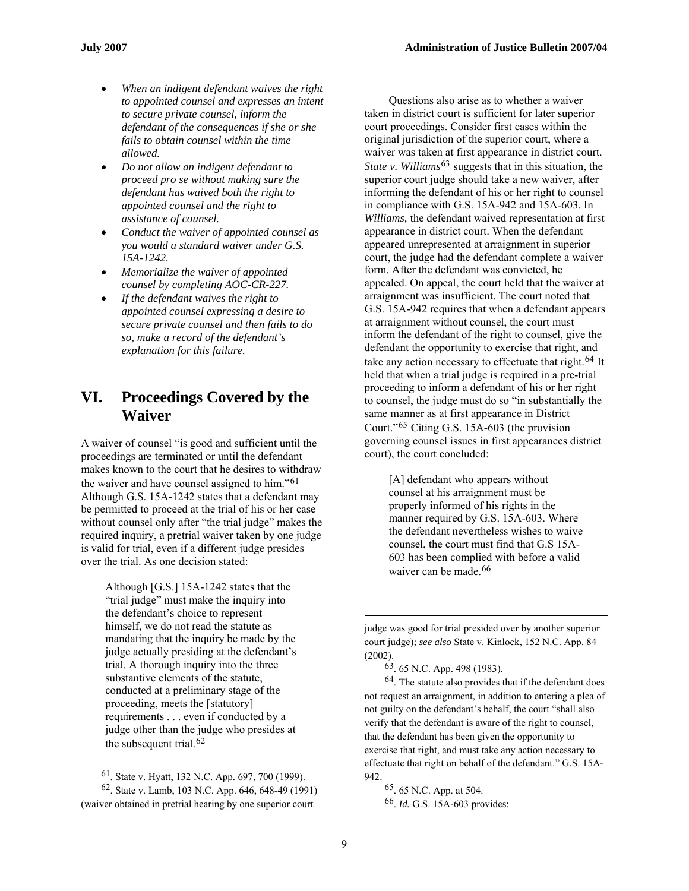- *When an indigent defendant waives the right to appointed counsel and expresses an intent to secure private counsel, inform the defendant of the consequences if she or she fails to obtain counsel within the time allowed.*
- *Do not allow an indigent defendant to proceed pro se without making sure the defendant has waived both the right to appointed counsel and the right to assistance of counsel.*
- *Conduct the waiver of appointed counsel as you would a standard waiver under G.S. 15A-1242.*
- *Memorialize the waiver of appointed counsel by completing AOC-CR-227.*
- *If the defendant waives the right to appointed counsel expressing a desire to secure private counsel and then fails to do so, make a record of the defendant's explanation for this failure.*

# VI. Proceedings Covered by the Waiver

A waiver of counsel "is good and sufficient until the proceedings are terminated or until the defendant makes known to the court that he desires to withdraw the waiver and have counsel assigned to him."[61] Although G.S. 15A-1242 states that a defendant may be permitted to proceed at the trial of his or her case without counsel only after "the trial judge" makes the required inquiry, a pretrial waiver taken by one judge is valid for trial, even if a different judge presides over the trial. As one decision stated:

> Although [G.S.] 15A-1242 states that the "trial judge" must make the inquiry into the defendant's choice to represent himself, we do not read the statute as mandating that the inquiry be made by the judge actually presiding at the defendant's trial. A thorough inquiry into the three substantive elements of the statute, conducted at a preliminary stage of the proceeding, meets the [statutory] requirements . . . even if conducted by a judge other than the judge who presides at the subsequent trial.[62]

Questions also arise as to whether a waiver taken in district court is sufficient for later superior court proceedings. Consider first cases within the original jurisdiction of the superior court, where a waiver was taken at first appearance in district court. *State v. Williams*[63] suggests that in this situation, the superior court judge should take a new waiver, after informing the defendant of his or her right to counsel in compliance with G.S. 15A-942 and 15A-603. In *Williams,* the defendant waived representation at first appearance in district court. When the defendant appeared unrepresented at arraignment in superior court, the judge had the defendant complete a waiver form. After the defendant was convicted, he appealed. On appeal, the court held that the waiver at arraignment was insufficient. The court noted that G.S. 15A-942 requires that when a defendant appears at arraignment without counsel, the court must inform the defendant of the right to counsel, give the defendant the opportunity to exercise that right, and take any action necessary to effectuate that right.[64] It held that when a trial judge is required in a pre-trial proceeding to inform a defendant of his or her right to counsel, the judge must do so "in substantially the same manner as at first appearance in District Court."[65] Citing G.S. 15A-603 (the provision governing counsel issues in first appearances district court), the court concluded:

> [A] defendant who appears without counsel at his arraignment must be properly informed of his rights in the manner required by G.S. 15A-603. Where the defendant nevertheless wishes to waive counsel, the court must find that G.S 15A-603 has been complied with before a valid waiver can be made.[66]

---

61. State v. Hyatt, 132 N.C. App. 697, 700 (1999).

62. State v. Lamb, 103 N.C. App. 646, 648-49 (1991) (waiver obtained in pretrial hearing by one superior court judge was good for trial presided over by another superior court judge); *see also* State v. Kinlock, 152 N.C. App. 84 (2002).

63. 65 N.C. App. 498 (1983).

64. The statute also provides that if the defendant does not request an arraignment, in addition to entering a plea of not guilty on the defendant's behalf, the court "shall also verify that the defendant is aware of the right to counsel, that the defendant has been given the opportunity to exercise that right, and must take any action necessary to effectuate that right on behalf of the defendant." G.S. 15A-942.

65. 65 N.C. App. at 504.

66. *Id.* G.S. 15A-603 provides: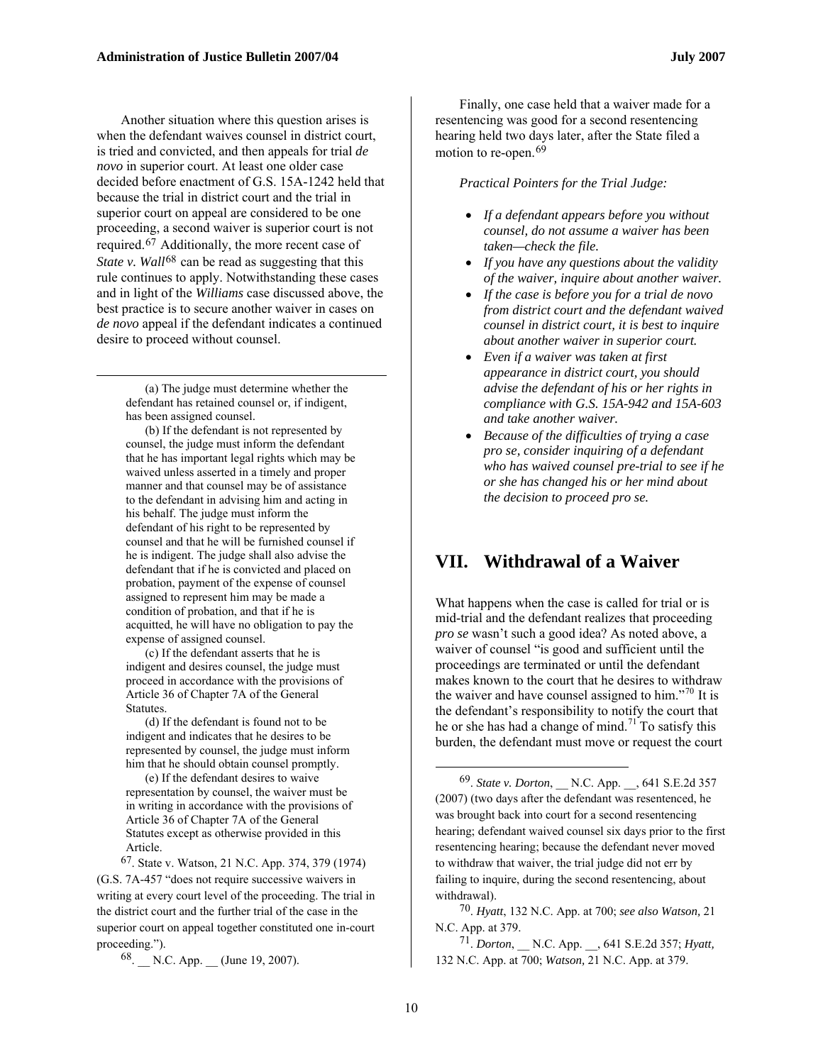Another situation where this question arises is when the defendant waives counsel in district court, is tried and convicted, and then appeals for trial *de novo* in superior court. At least one older case decided before enactment of G.S. 15A-1242 held that because the trial in district court and the trial in superior court on appeal are considered to be one proceeding, a second waiver is superior court is not required.[67] Additionally, the more recent case of *State v. Wall*[68] can be read as suggesting that this rule continues to apply. Notwithstanding these cases and in light of the *Williams* case discussed above, the best practice is to secure another waiver in cases on *de novo* appeal if the defendant indicates a continued desire to proceed without counsel.

Finally, one case held that a waiver made for a resentencing was good for a second resentencing hearing held two days later, after the State filed a motion to re-open.[69]

*Practical Pointers for the Trial Judge:*

- *If a defendant appears before you without counsel, do not assume a waiver has been taken—check the file.*
- *If you have any questions about the validity of the waiver, inquire about another waiver.*
- *If the case is before you for a trial de novo from district court and the defendant waived counsel in district court, it is best to inquire about another waiver in superior court.*
- *Even if a waiver was taken at first appearance in district court, you should advise the defendant of his or her rights in compliance with G.S. 15A-942 and 15A-603 and take another waiver.*
- *Because of the difficulties of trying a case pro se, consider inquiring of a defendant who has waived counsel pre-trial to see if he or she has changed his or her mind about the decision to proceed pro se.*

## VII. Withdrawal of a Waiver

What happens when the case is called for trial or is mid-trial and the defendant realizes that proceeding *pro se* wasn't such a good idea? As noted above, a waiver of counsel "is good and sufficient until the proceedings are terminated or until the defendant makes known to the court that he desires to withdraw the waiver and have counsel assigned to him."[70] It is the defendant's responsibility to notify the court that he or she has had a change of mind.[71] To satisfy this burden, the defendant must move or request the court

---

(a) The judge must determine whether the defendant has retained counsel or, if indigent, has been assigned counsel.

(b) If the defendant is not represented by counsel, the judge must inform the defendant that he has important legal rights which may be waived unless asserted in a timely and proper manner and that counsel may be of assistance to the defendant in advising him and acting in his behalf. The judge must inform the defendant of his right to be represented by counsel and that he will be furnished counsel if he is indigent. The judge shall also advise the defendant that if he is convicted and placed on probation, payment of the expense of counsel assigned to represent him may be made a condition of probation, and that if he is acquitted, he will have no obligation to pay the expense of assigned counsel.

(c) If the defendant asserts that he is indigent and desires counsel, the judge must proceed in accordance with the provisions of Article 36 of Chapter 7A of the General Statutes.

(d) If the defendant is found not to be indigent and indicates that he desires to be represented by counsel, the judge must inform him that he should obtain counsel promptly.

(e) If the defendant desires to waive representation by counsel, the waiver must be in writing in accordance with the provisions of Article 36 of Chapter 7A of the General Statutes except as otherwise provided in this Article.

[67]. State v. Watson, 21 N.C. App. 374, 379 (1974) (G.S. 7A-457 "does not require successive waivers in writing at every court level of the proceeding. The trial in the district court and the further trial of the case in the superior court on appeal together constituted one in-court proceeding.").

[68]. __ N.C. App. __ (June 19, 2007).

[69]. *State v. Dorton*, __ N.C. App. __, 641 S.E.2d 357 (2007) (two days after the defendant was resentenced, he was brought back into court for a second resentencing hearing; defendant waived counsel six days prior to the first resentencing hearing; because the defendant never moved to withdraw that waiver, the trial judge did not err by failing to inquire, during the second resentencing, about withdrawal).

[70]. *Hyatt*, 132 N.C. App. at 700; *see also Watson*, 21 N.C. App. at 379.

[71]. *Dorton*, __ N.C. App. __, 641 S.E.2d 357; *Hyatt,* 132 N.C. App. at 700; *Watson,* 21 N.C. App. at 379.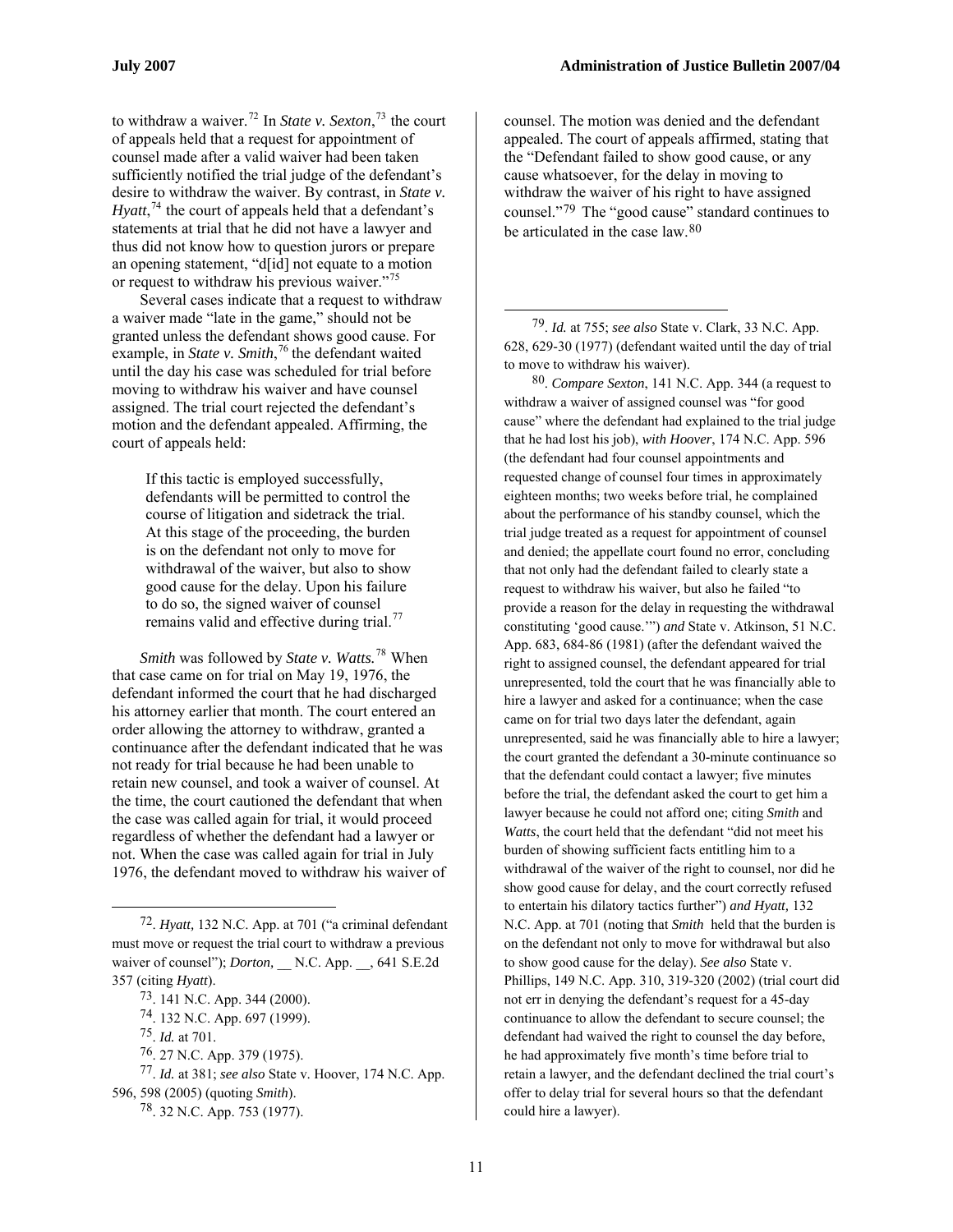to withdraw a waiver.[72] In *State v. Sexton*,[73] the court of appeals held that a request for appointment of counsel made after a valid waiver had been taken sufficiently notified the trial judge of the defendant's desire to withdraw the waiver. By contrast, in *State v. Hyatt*,[74] the court of appeals held that a defendant's statements at trial that he did not have a lawyer and thus did not know how to question jurors or prepare an opening statement, "d[id] not equate to a motion or request to withdraw his previous waiver."[75]

Several cases indicate that a request to withdraw a waiver made "late in the game," should not be granted unless the defendant shows good cause. For example, in *State v. Smith*,[76] the defendant waited until the day his case was scheduled for trial before moving to withdraw his waiver and have counsel assigned. The trial court rejected the defendant's motion and the defendant appealed. Affirming, the court of appeals held:

> If this tactic is employed successfully, defendants will be permitted to control the course of litigation and sidetrack the trial. At this stage of the proceeding, the burden is on the defendant not only to move for withdrawal of the waiver, but also to show good cause for the delay. Upon his failure to do so, the signed waiver of counsel remains valid and effective during trial.[77]

*Smith* was followed by *State v. Watts.*[78] When that case came on for trial on May 19, 1976, the defendant informed the court that he had discharged his attorney earlier that month. The court entered an order allowing the attorney to withdraw, granted a continuance after the defendant indicated that he was not ready for trial because he had been unable to retain new counsel, and took a waiver of counsel. At the time, the court cautioned the defendant that when the case was called again for trial, it would proceed regardless of whether the defendant had a lawyer or not. When the case was called again for trial in July 1976, the defendant moved to withdraw his waiver of counsel. The motion was denied and the defendant appealed. The court of appeals affirmed, stating that the "Defendant failed to show good cause, or any cause whatsoever, for the delay in moving to withdraw the waiver of his right to have assigned counsel."[79] The "good cause" standard continues to be articulated in the case law.[80]

---

72. *Hyatt,* 132 N.C. App. at 701 ("a criminal defendant must move or request the trial court to withdraw a previous waiver of counsel"); *Dorton,* __ N.C. App. __, 641 S.E.2d 357 (citing *Hyatt*).

73. 141 N.C. App. 344 (2000).

74. 132 N.C. App. 697 (1999).

75. *Id.* at 701.

76. 27 N.C. App. 379 (1975).

77. *Id.* at 381; *see also* State v. Hoover, 174 N.C. App. 596, 598 (2005) (quoting *Smith*).

78. 32 N.C. App. 753 (1977).

79. *Id.* at 755; *see also* State v. Clark, 33 N.C. App. 628, 629-30 (1977) (defendant waited until the day of trial to move to withdraw his waiver).

80. *Compare Sexton*, 141 N.C. App. 344 (a request to withdraw a waiver of assigned counsel was "for good cause" where the defendant had explained to the trial judge that he had lost his job), *with Hoover*, 174 N.C. App. 596 (the defendant had four counsel appointments and requested change of counsel four times in approximately eighteen months; two weeks before trial, he complained about the performance of his standby counsel, which the trial judge treated as a request for appointment of counsel and denied; the appellate court found no error, concluding that not only had the defendant failed to clearly state a request to withdraw his waiver, but also he failed "to provide a reason for the delay in requesting the withdrawal constituting 'good cause.'") *and* State v. Atkinson, 51 N.C. App. 683, 684-86 (1981) (after the defendant waived the right to assigned counsel, the defendant appeared for trial unrepresented, told the court that he was financially able to hire a lawyer and asked for a continuance; when the case came on for trial two days later the defendant, again unrepresented, said he was financially able to hire a lawyer; the court granted the defendant a 30-minute continuance so that the defendant could contact a lawyer; five minutes before the trial, the defendant asked the court to get him a lawyer because he could not afford one; citing *Smith* and *Watts*, the court held that the defendant "did not meet his burden of showing sufficient facts entitling him to a withdrawal of the waiver of the right to counsel, nor did he show good cause for delay, and the court correctly refused to entertain his dilatory tactics further") *and Hyatt,* 132 N.C. App. at 701 (noting that *Smith* held that the burden is on the defendant not only to move for withdrawal but also to show good cause for the delay). *See also* State v. Phillips, 149 N.C. App. 310, 319-320 (2002) (trial court did not err in denying the defendant's request for a 45-day continuance to allow the defendant to secure counsel; the defendant had waived the right to counsel the day before, he had approximately five month's time before trial to retain a lawyer, and the defendant declined the trial court's offer to delay trial for several hours so that the defendant could hire a lawyer).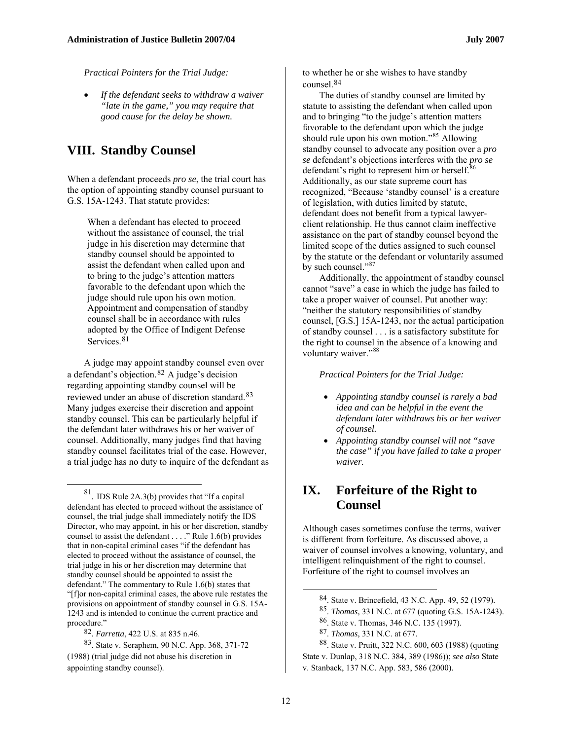*Practical Pointers for the Trial Judge:*

- ***If the defendant seeks to withdraw a waiver "late in the game," you may require that good cause for the delay be shown.***

## VIII. Standby Counsel

When a defendant proceeds *pro se*, the trial court has the option of appointing standby counsel pursuant to G.S. 15A-1243. That statute provides:

> When a defendant has elected to proceed without the assistance of counsel, the trial judge in his discretion may determine that standby counsel should be appointed to assist the defendant when called upon and to bring to the judge's attention matters favorable to the defendant upon which the judge should rule upon his own motion. Appointment and compensation of standby counsel shall be in accordance with rules adopted by the Office of Indigent Defense Services.[81]

A judge may appoint standby counsel even over a defendant's objection.[82] A judge's decision regarding appointing standby counsel will be reviewed under an abuse of discretion standard.[83] Many judges exercise their discretion and appoint standby counsel. This can be particularly helpful if the defendant later withdraws his or her waiver of counsel. Additionally, many judges find that having standby counsel facilitates trial of the case. However, a trial judge has no duty to inquire of the defendant as to whether he or she wishes to have standby counsel.[84]

The duties of standby counsel are limited by statute to assisting the defendant when called upon and to bringing "to the judge's attention matters favorable to the defendant upon which the judge should rule upon his own motion."[85] Allowing standby counsel to advocate any position over a *pro se* defendant's objections interferes with the *pro se* defendant's right to represent him or herself.[86] Additionally, as our state supreme court has recognized, "Because 'standby counsel' is a creature of legislation, with duties limited by statute, defendant does not benefit from a typical lawyer-client relationship. He thus cannot claim ineffective assistance on the part of standby counsel beyond the limited scope of the duties assigned to such counsel by the statute or the defendant or voluntarily assumed by such counsel."[87]

Additionally, the appointment of standby counsel cannot "save" a case in which the judge has failed to take a proper waiver of counsel. Put another way: "neither the statutory responsibilities of standby counsel, [G.S.] 15A-1243, nor the actual participation of standby counsel . . . is a satisfactory substitute for the right to counsel in the absence of a knowing and voluntary waiver."[88]

*Practical Pointers for the Trial Judge:*

- *Appointing standby counsel is rarely a bad idea and can be helpful in the event the defendant later withdraws his or her waiver of counsel.*
- *Appointing standby counsel will not "save the case" if you have failed to take a proper waiver.*

## IX. Forfeiture of the Right to Counsel

Although cases sometimes confuse the terms, waiver is different from forfeiture. As discussed above, a waiver of counsel involves a knowing, voluntary, and intelligent relinquishment of the right to counsel. Forfeiture of the right to counsel involves an

---

[81]. IDS Rule 2A.3(b) provides that "If a capital defendant has elected to proceed without the assistance of counsel, the trial judge shall immediately notify the IDS Director, who may appoint, in his or her discretion, standby counsel to assist the defendant . . . ." Rule 1.6(b) provides that in non-capital criminal cases "if the defendant has elected to proceed without the assistance of counsel, the trial judge in his or her discretion may determine that standby counsel should be appointed to assist the defendant." The commentary to Rule 1.6(b) states that "[f]or non-capital criminal cases, the above rule restates the provisions on appointment of standby counsel in G.S. 15A-1243 and is intended to continue the current practice and procedure."

[82]. *Farretta*, 422 U.S. at 835 n.46.

[83]. State v. Seraphem, 90 N.C. App. 368, 371-72 (1988) (trial judge did not abuse his discretion in appointing standby counsel).

[84]. State v. Brincefield, 43 N.C. App. 49, 52 (1979).

[85]. *Thomas,* 331 N.C. at 677 (quoting G.S. 15A-1243).

[86]. State v. Thomas, 346 N.C. 135 (1997).

[87]. *Thomas,* 331 N.C. at 677.

[88]. State v. Pruitt, 322 N.C. 600, 603 (1988) (quoting State v. Dunlap, 318 N.C. 384, 389 (1986)); *see also* State v. Stanback, 137 N.C. App. 583, 586 (2000).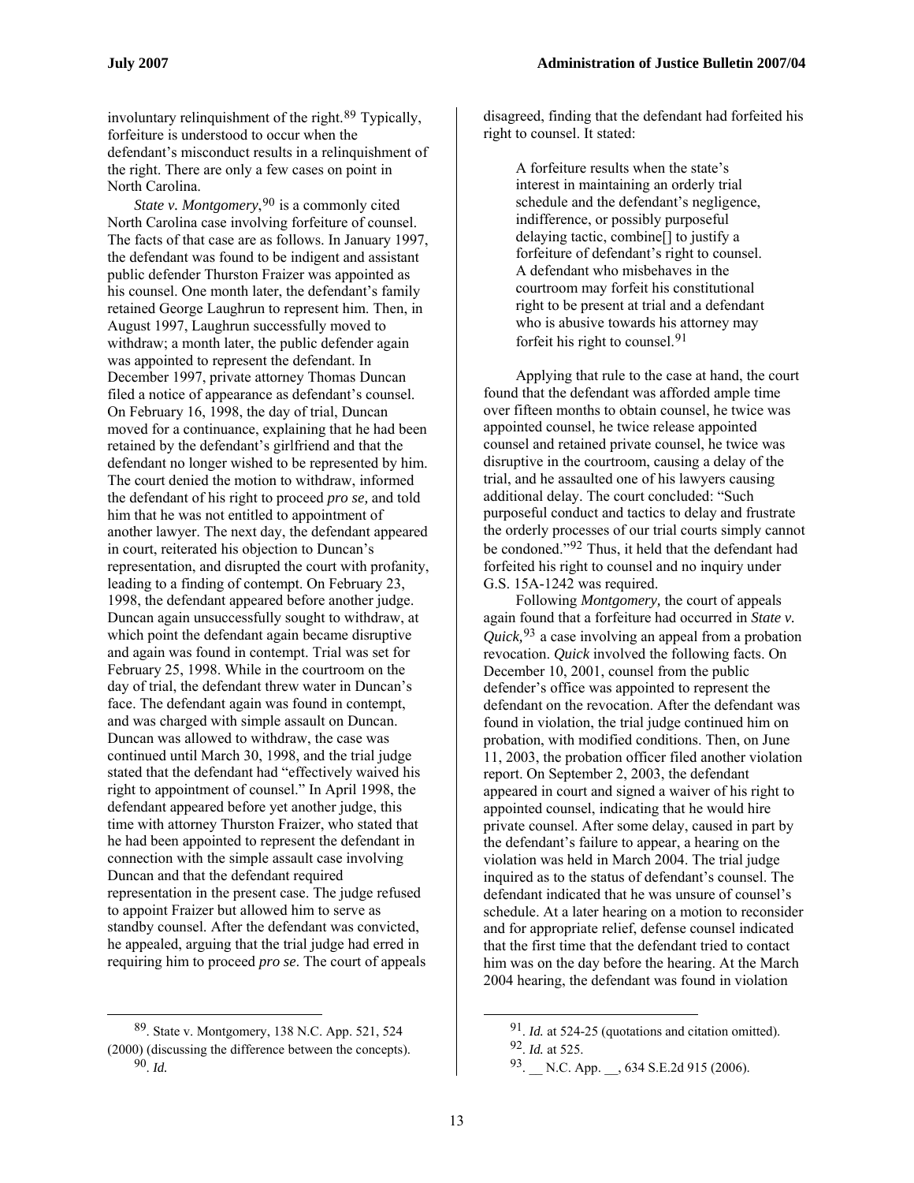involuntary relinquishment of the right.[89] Typically, forfeiture is understood to occur when the defendant's misconduct results in a relinquishment of the right. There are only a few cases on point in North Carolina.

*State v. Montgomery*,[90] is a commonly cited North Carolina case involving forfeiture of counsel. The facts of that case are as follows. In January 1997, the defendant was found to be indigent and assistant public defender Thurston Fraizer was appointed as his counsel. One month later, the defendant's family retained George Laughrun to represent him. Then, in August 1997, Laughrun successfully moved to withdraw; a month later, the public defender again was appointed to represent the defendant. In December 1997, private attorney Thomas Duncan filed a notice of appearance as defendant's counsel. On February 16, 1998, the day of trial, Duncan moved for a continuance, explaining that he had been retained by the defendant's girlfriend and that the defendant no longer wished to be represented by him. The court denied the motion to withdraw, informed the defendant of his right to proceed *pro se,* and told him that he was not entitled to appointment of another lawyer. The next day, the defendant appeared in court, reiterated his objection to Duncan's representation, and disrupted the court with profanity, leading to a finding of contempt. On February 23, 1998, the defendant appeared before another judge. Duncan again unsuccessfully sought to withdraw, at which point the defendant again became disruptive and again was found in contempt. Trial was set for February 25, 1998. While in the courtroom on the day of trial, the defendant threw water in Duncan's face. The defendant again was found in contempt, and was charged with simple assault on Duncan. Duncan was allowed to withdraw, the case was continued until March 30, 1998, and the trial judge stated that the defendant had "effectively waived his right to appointment of counsel." In April 1998, the defendant appeared before yet another judge, this time with attorney Thurston Fraizer, who stated that he had been appointed to represent the defendant in connection with the simple assault case involving Duncan and that the defendant required representation in the present case. The judge refused to appoint Fraizer but allowed him to serve as standby counsel. After the defendant was convicted, he appealed, arguing that the trial judge had erred in requiring him to proceed *pro se*. The court of appeals disagreed, finding that the defendant had forfeited his right to counsel. It stated:

> A forfeiture results when the state's interest in maintaining an orderly trial schedule and the defendant's negligence, indifference, or possibly purposeful delaying tactic, combine[] to justify a forfeiture of defendant's right to counsel. A defendant who misbehaves in the courtroom may forfeit his constitutional right to be present at trial and a defendant who is abusive towards his attorney may forfeit his right to counsel.[91]

Applying that rule to the case at hand, the court found that the defendant was afforded ample time over fifteen months to obtain counsel, he twice was appointed counsel, he twice release appointed counsel and retained private counsel, he twice was disruptive in the courtroom, causing a delay of the trial, and he assaulted one of his lawyers causing additional delay. The court concluded: "Such purposeful conduct and tactics to delay and frustrate the orderly processes of our trial courts simply cannot be condoned."[92] Thus, it held that the defendant had forfeited his right to counsel and no inquiry under G.S. 15A-1242 was required.

Following *Montgomery,* the court of appeals again found that a forfeiture had occurred in *State v. Quick,*[93] a case involving an appeal from a probation revocation. *Quick* involved the following facts. On December 10, 2001, counsel from the public defender's office was appointed to represent the defendant on the revocation. After the defendant was found in violation, the trial judge continued him on probation, with modified conditions. Then, on June 11, 2003, the probation officer filed another violation report. On September 2, 2003, the defendant appeared in court and signed a waiver of his right to appointed counsel, indicating that he would hire private counsel. After some delay, caused in part by the defendant's failure to appear, a hearing on the violation was held in March 2004. The trial judge inquired as to the status of defendant's counsel. The defendant indicated that he was unsure of counsel's schedule. At a later hearing on a motion to reconsider and for appropriate relief, defense counsel indicated that the first time that the defendant tried to contact him was on the day before the hearing. At the March 2004 hearing, the defendant was found in violation

---

89. State v. Montgomery, 138 N.C. App. 521, 524 (2000) (discussing the difference between the concepts).

90. *Id.*

91. *Id.* at 524-25 (quotations and citation omitted).

92. *Id.* at 525.

93. __ N.C. App. __, 634 S.E.2d 915 (2006).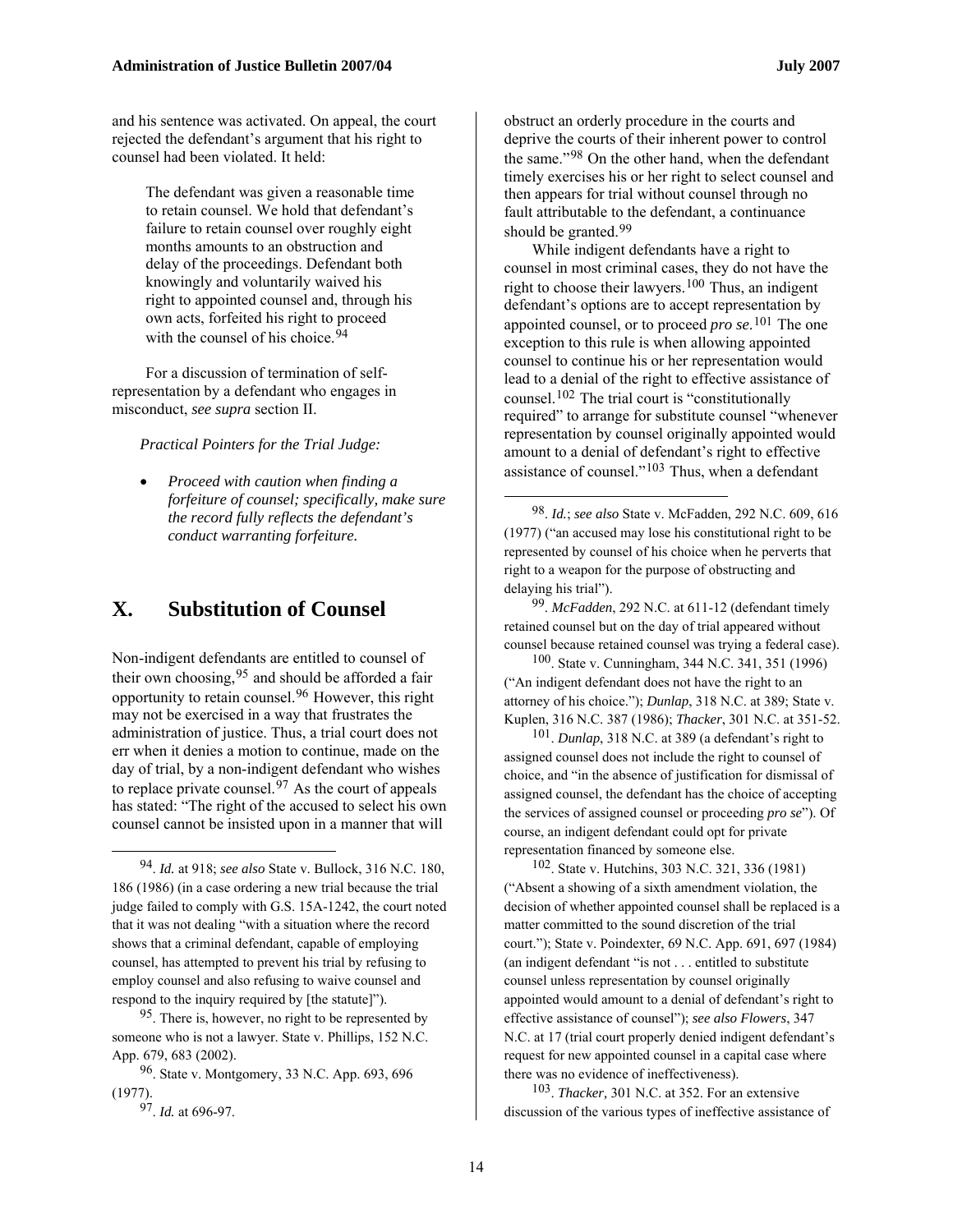and his sentence was activated. On appeal, the court rejected the defendant's argument that his right to counsel had been violated. It held:

> The defendant was given a reasonable time to retain counsel. We hold that defendant's failure to retain counsel over roughly eight months amounts to an obstruction and delay of the proceedings. Defendant both knowingly and voluntarily waived his right to appointed counsel and, through his own acts, forfeited his right to proceed with the counsel of his choice.[94]

For a discussion of termination of self-representation by a defendant who engages in misconduct, *see supra* section II.

*Practical Pointers for the Trial Judge:*

- *Proceed with caution when finding a forfeiture of counsel; specifically, make sure the record fully reflects the defendant's conduct warranting forfeiture.*

## X. Substitution of Counsel

Non-indigent defendants are entitled to counsel of their own choosing,[95] and should be afforded a fair opportunity to retain counsel.[96] However, this right may not be exercised in a way that frustrates the administration of justice. Thus, a trial court does not err when it denies a motion to continue, made on the day of trial, by a non-indigent defendant who wishes to replace private counsel.[97] As the court of appeals has stated: "The right of the accused to select his own counsel cannot be insisted upon in a manner that will obstruct an orderly procedure in the courts and deprive the courts of their inherent power to control the same."[98] On the other hand, when the defendant timely exercises his or her right to select counsel and then appears for trial without counsel through no fault attributable to the defendant, a continuance should be granted.[99]

While indigent defendants have a right to counsel in most criminal cases, they do not have the right to choose their lawyers.[100] Thus, an indigent defendant's options are to accept representation by appointed counsel, or to proceed *pro se*.[101] The one exception to this rule is when allowing appointed counsel to continue his or her representation would lead to a denial of the right to effective assistance of counsel.[102] The trial court is "constitutionally required" to arrange for substitute counsel "whenever representation by counsel originally appointed would amount to a denial of defendant's right to effective assistance of counsel."[103] Thus, when a defendant

---

[94]. *Id.* at 918; *see also* State v. Bullock, 316 N.C. 180, 186 (1986) (in a case ordering a new trial because the trial judge failed to comply with G.S. 15A-1242, the court noted that it was not dealing "with a situation where the record shows that a criminal defendant, capable of employing counsel, has attempted to prevent his trial by refusing to employ counsel and also refusing to waive counsel and respond to the inquiry required by [the statute]").

[95]. There is, however, no right to be represented by someone who is not a lawyer. State v. Phillips, 152 N.C. App. 679, 683 (2002).

[96]. State v. Montgomery, 33 N.C. App. 693, 696 (1977).

[97]. *Id.* at 696-97.

[98]. *Id.*; *see also* State v. McFadden, 292 N.C. 609, 616 (1977) ("an accused may lose his constitutional right to be represented by counsel of his choice when he perverts that right to a weapon for the purpose of obstructing and delaying his trial").

[99]. *McFadden*, 292 N.C. at 611-12 (defendant timely retained counsel but on the day of trial appeared without counsel because retained counsel was trying a federal case).

[100]. State v. Cunningham, 344 N.C. 341, 351 (1996) ("An indigent defendant does not have the right to an attorney of his choice."); *Dunlap*, 318 N.C. at 389; State v. Kuplen, 316 N.C. 387 (1986); *Thacker*, 301 N.C. at 351-52.

[101]. *Dunlap*, 318 N.C. at 389 (a defendant's right to assigned counsel does not include the right to counsel of choice, and "in the absence of justification for dismissal of assigned counsel, the defendant has the choice of accepting the services of assigned counsel or proceeding *pro se*"). Of course, an indigent defendant could opt for private representation financed by someone else.

[102]. State v. Hutchins, 303 N.C. 321, 336 (1981) ("Absent a showing of a sixth amendment violation, the decision of whether appointed counsel shall be replaced is a matter committed to the sound discretion of the trial court."); State v. Poindexter, 69 N.C. App. 691, 697 (1984) (an indigent defendant "is not . . . entitled to substitute counsel unless representation by counsel originally appointed would amount to a denial of defendant's right to effective assistance of counsel"); *see also Flowers*, 347 N.C. at 17 (trial court properly denied indigent defendant's request for new appointed counsel in a capital case where there was no evidence of ineffectiveness).

[103]. *Thacker,* 301 N.C. at 352. For an extensive discussion of the various types of ineffective assistance of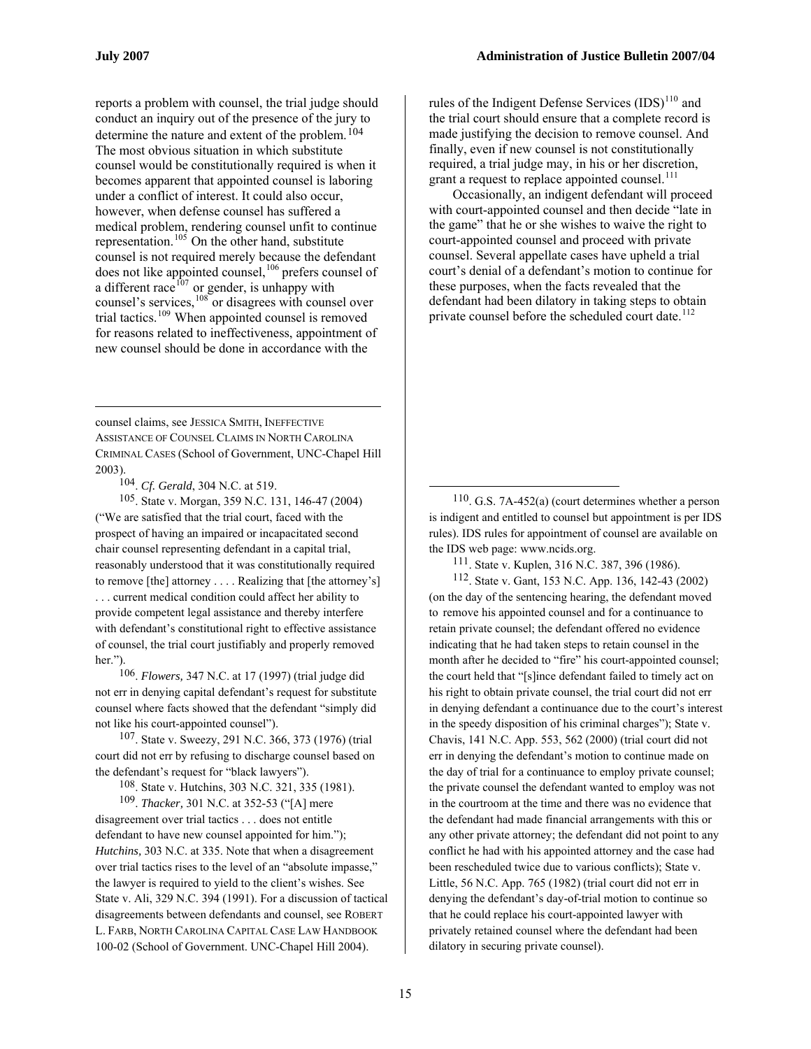reports a problem with counsel, the trial judge should conduct an inquiry out of the presence of the jury to determine the nature and extent of the problem.[104] The most obvious situation in which substitute counsel would be constitutionally required is when it becomes apparent that appointed counsel is laboring under a conflict of interest. It could also occur, however, when defense counsel has suffered a medical problem, rendering counsel unfit to continue representation.[105] On the other hand, substitute counsel is not required merely because the defendant does not like appointed counsel,[106] prefers counsel of a different race[107] or gender, is unhappy with counsel's services,[108] or disagrees with counsel over trial tactics.[109] When appointed counsel is removed for reasons related to ineffectiveness, appointment of new counsel should be done in accordance with the rules of the Indigent Defense Services (IDS)[110] and the trial court should ensure that a complete record is made justifying the decision to remove counsel. And finally, even if new counsel is not constitutionally required, a trial judge may, in his or her discretion, grant a request to replace appointed counsel.[111]

Occasionally, an indigent defendant will proceed with court-appointed counsel and then decide "late in the game" that he or she wishes to waive the right to court-appointed counsel and proceed with private counsel. Several appellate cases have upheld a trial court's denial of a defendant's motion to continue for these purposes, when the facts revealed that the defendant had been dilatory in taking steps to obtain private counsel before the scheduled court date.[112]

---

counsel claims, see JESSICA SMITH, INEFFECTIVE ASSISTANCE OF COUNSEL CLAIMS IN NORTH CAROLINA CRIMINAL CASES (School of Government, UNC-Chapel Hill 2003).

104. *Cf. Gerald*, 304 N.C. at 519.

105. State v. Morgan, 359 N.C. 131, 146-47 (2004) ("We are satisfied that the trial court, faced with the prospect of having an impaired or incapacitated second chair counsel representing defendant in a capital trial, reasonably understood that it was constitutionally required to remove [the] attorney . . . . Realizing that [the attorney's] . . . current medical condition could affect her ability to provide competent legal assistance and thereby interfere with defendant's constitutional right to effective assistance of counsel, the trial court justifiably and properly removed her.").

106. *Flowers,* 347 N.C. at 17 (1997) (trial judge did not err in denying capital defendant's request for substitute counsel where facts showed that the defendant "simply did not like his court-appointed counsel").

107. State v. Sweezy, 291 N.C. 366, 373 (1976) (trial court did not err by refusing to discharge counsel based on the defendant's request for "black lawyers").

108. State v. Hutchins, 303 N.C. 321, 335 (1981).

109. *Thacker,* 301 N.C. at 352-53 ("[A] mere disagreement over trial tactics . . . does not entitle defendant to have new counsel appointed for him."); *Hutchins,* 303 N.C. at 335. Note that when a disagreement over trial tactics rises to the level of an "absolute impasse," the lawyer is required to yield to the client's wishes. See State v. Ali, 329 N.C. 394 (1991). For a discussion of tactical disagreements between defendants and counsel, see ROBERT L. FARB, NORTH CAROLINA CAPITAL CASE LAW HANDBOOK 100-02 (School of Government. UNC-Chapel Hill 2004).

110. G.S. 7A-452(a) (court determines whether a person is indigent and entitled to counsel but appointment is per IDS rules). IDS rules for appointment of counsel are available on the IDS web page: www.ncids.org.

111. State v. Kuplen, 316 N.C. 387, 396 (1986).

112. State v. Gant, 153 N.C. App. 136, 142-43 (2002) (on the day of the sentencing hearing, the defendant moved to remove his appointed counsel and for a continuance to retain private counsel; the defendant offered no evidence indicating that he had taken steps to retain counsel in the month after he decided to "fire" his court-appointed counsel; the court held that "[s]ince defendant failed to timely act on his right to obtain private counsel, the trial court did not err in denying defendant a continuance due to the court's interest in the speedy disposition of his criminal charges"); State v. Chavis, 141 N.C. App. 553, 562 (2000) (trial court did not err in denying the defendant's motion to continue made on the day of trial for a continuance to employ private counsel; the private counsel the defendant wanted to employ was not in the courtroom at the time and there was no evidence that the defendant had made financial arrangements with this or any other private attorney; the defendant did not point to any conflict he had with his appointed attorney and the case had been rescheduled twice due to various conflicts); State v. Little, 56 N.C. App. 765 (1982) (trial court did not err in denying the defendant's day-of-trial motion to continue so that he could replace his court-appointed lawyer with privately retained counsel where the defendant had been dilatory in securing private counsel).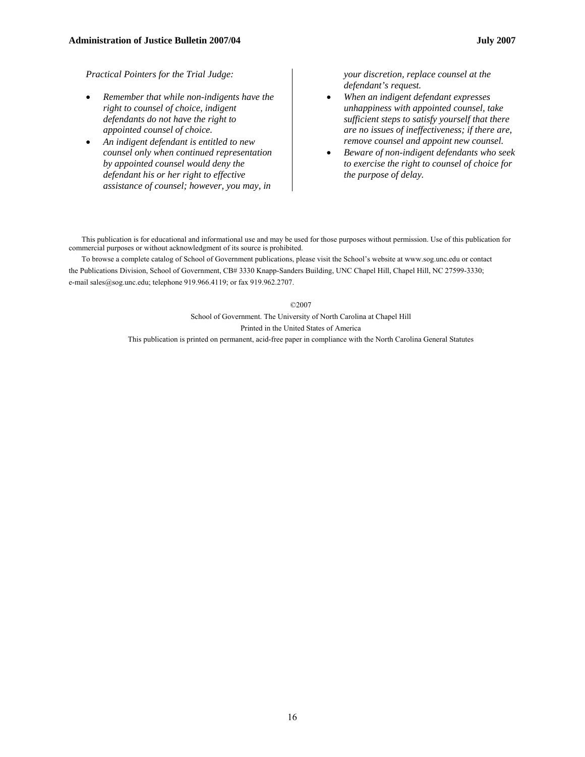*Practical Pointers for the Trial Judge:*

- *Remember that while non-indigents have the right to counsel of choice, indigent defendants do not have the right to appointed counsel of choice.*
- *An indigent defendant is entitled to new counsel only when continued representation by appointed counsel would deny the defendant his or her right to effective assistance of counsel; however, you may, in your discretion, replace counsel at the defendant's request.*
- *When an indigent defendant expresses unhappiness with appointed counsel, take sufficient steps to satisfy yourself that there are no issues of ineffectiveness; if there are, remove counsel and appoint new counsel.*
- *Beware of non-indigent defendants who seek to exercise the right to counsel of choice for the purpose of delay.*

This publication is for educational and informational use and may be used for those purposes without permission. Use of this publication for commercial purposes or without acknowledgment of its source is prohibited.

To browse a complete catalog of School of Government publications, please visit the School's website at www.sog.unc.edu or contact the Publications Division, School of Government, CB# 3330 Knapp-Sanders Building, UNC Chapel Hill, Chapel Hill, NC 27599-3330; e-mail sales@sog.unc.edu; telephone 919.966.4119; or fax 919.962.2707.

©2007

School of Government. The University of North Carolina at Chapel Hill

Printed in the United States of America

This publication is printed on permanent, acid-free paper in compliance with the North Carolina General Statutes